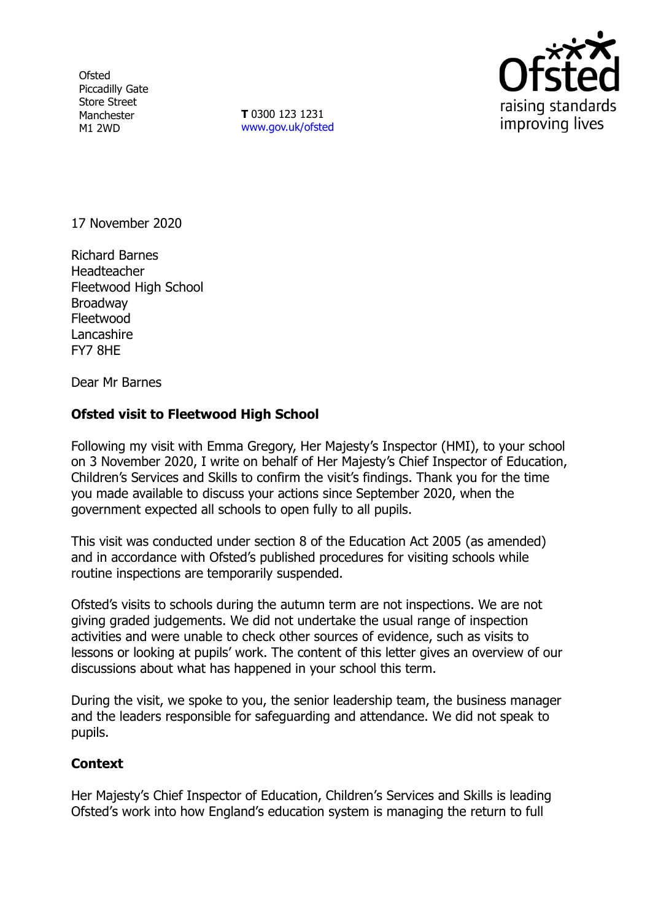Ofsted
Piccadilly Gate
Store Street
Manchester
M1 2WD

**T** 0300 123 1231
www.gov.uk/ofsted

17 November 2020

Richard Barnes
Headteacher
Fleetwood High School
Broadway
Fleetwood
Lancashire
FY7 8HE

Dear Mr Barnes

**Ofsted visit to Fleetwood High School**

Following my visit with Emma Gregory, Her Majesty's Inspector (HMI), to your school on 3 November 2020, I write on behalf of Her Majesty's Chief Inspector of Education, Children's Services and Skills to confirm the visit's findings. Thank you for the time you made available to discuss your actions since September 2020, when the government expected all schools to open fully to all pupils.

This visit was conducted under section 8 of the Education Act 2005 (as amended) and in accordance with Ofsted's published procedures for visiting schools while routine inspections are temporarily suspended.

Ofsted's visits to schools during the autumn term are not inspections. We are not giving graded judgements. We did not undertake the usual range of inspection activities and were unable to check other sources of evidence, such as visits to lessons or looking at pupils' work. The content of this letter gives an overview of our discussions about what has happened in your school this term.

During the visit, we spoke to you, the senior leadership team, the business manager and the leaders responsible for safeguarding and attendance. We did not speak to pupils.

**Context**

Her Majesty's Chief Inspector of Education, Children's Services and Skills is leading Ofsted's work into how England's education system is managing the return to full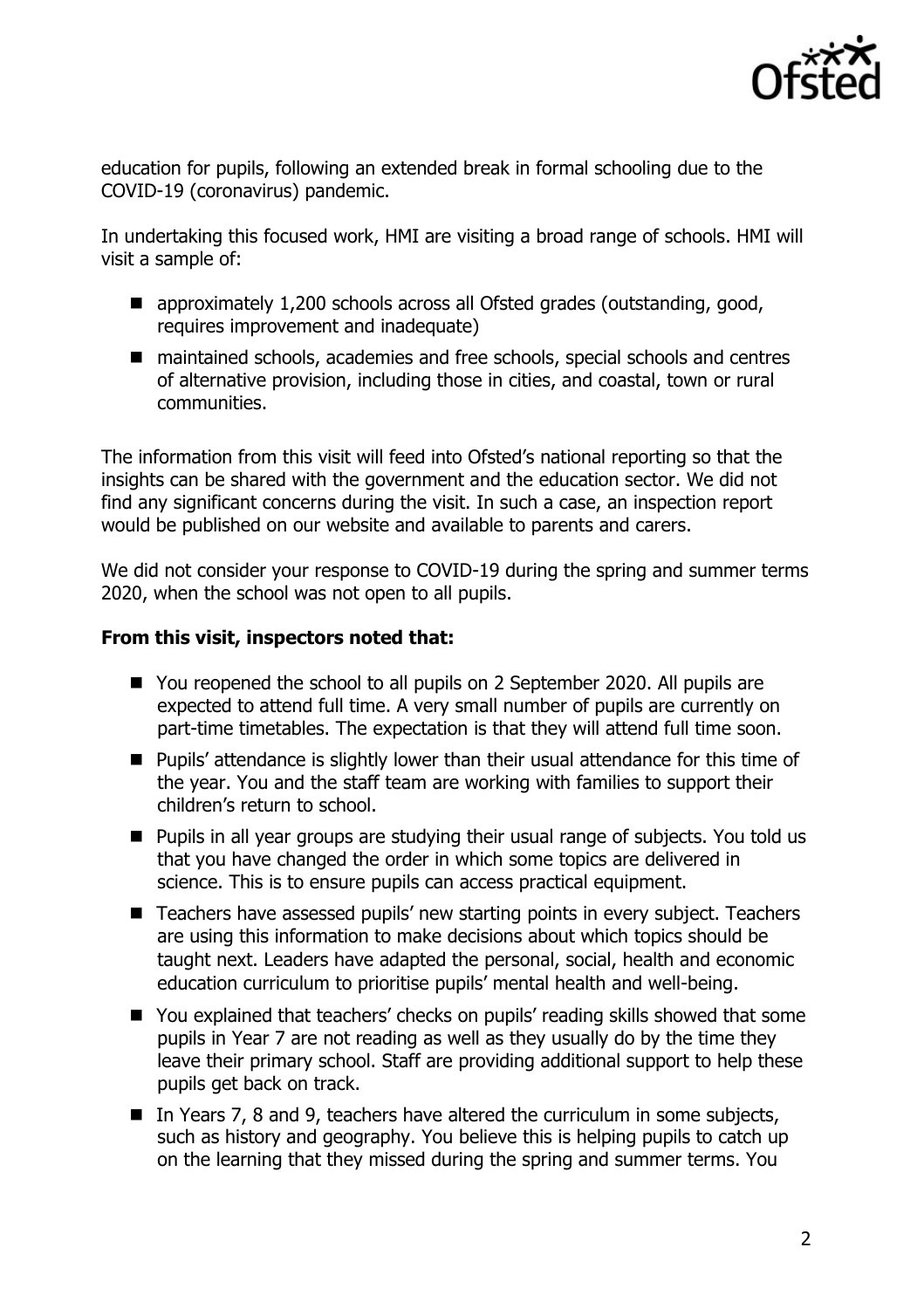education for pupils, following an extended break in formal schooling due to the COVID-19 (coronavirus) pandemic.

In undertaking this focused work, HMI are visiting a broad range of schools. HMI will visit a sample of:

- approximately 1,200 schools across all Ofsted grades (outstanding, good, requires improvement and inadequate)
- maintained schools, academies and free schools, special schools and centres of alternative provision, including those in cities, and coastal, town or rural communities.

The information from this visit will feed into Ofsted's national reporting so that the insights can be shared with the government and the education sector. We did not find any significant concerns during the visit. In such a case, an inspection report would be published on our website and available to parents and carers.

We did not consider your response to COVID-19 during the spring and summer terms 2020, when the school was not open to all pupils.

**From this visit, inspectors noted that:**

- You reopened the school to all pupils on 2 September 2020. All pupils are expected to attend full time. A very small number of pupils are currently on part-time timetables. The expectation is that they will attend full time soon.
- Pupils' attendance is slightly lower than their usual attendance for this time of the year. You and the staff team are working with families to support their children's return to school.
- Pupils in all year groups are studying their usual range of subjects. You told us that you have changed the order in which some topics are delivered in science. This is to ensure pupils can access practical equipment.
- Teachers have assessed pupils' new starting points in every subject. Teachers are using this information to make decisions about which topics should be taught next. Leaders have adapted the personal, social, health and economic education curriculum to prioritise pupils' mental health and well-being.
- You explained that teachers' checks on pupils' reading skills showed that some pupils in Year 7 are not reading as well as they usually do by the time they leave their primary school. Staff are providing additional support to help these pupils get back on track.
- In Years 7, 8 and 9, teachers have altered the curriculum in some subjects, such as history and geography. You believe this is helping pupils to catch up on the learning that they missed during the spring and summer terms. You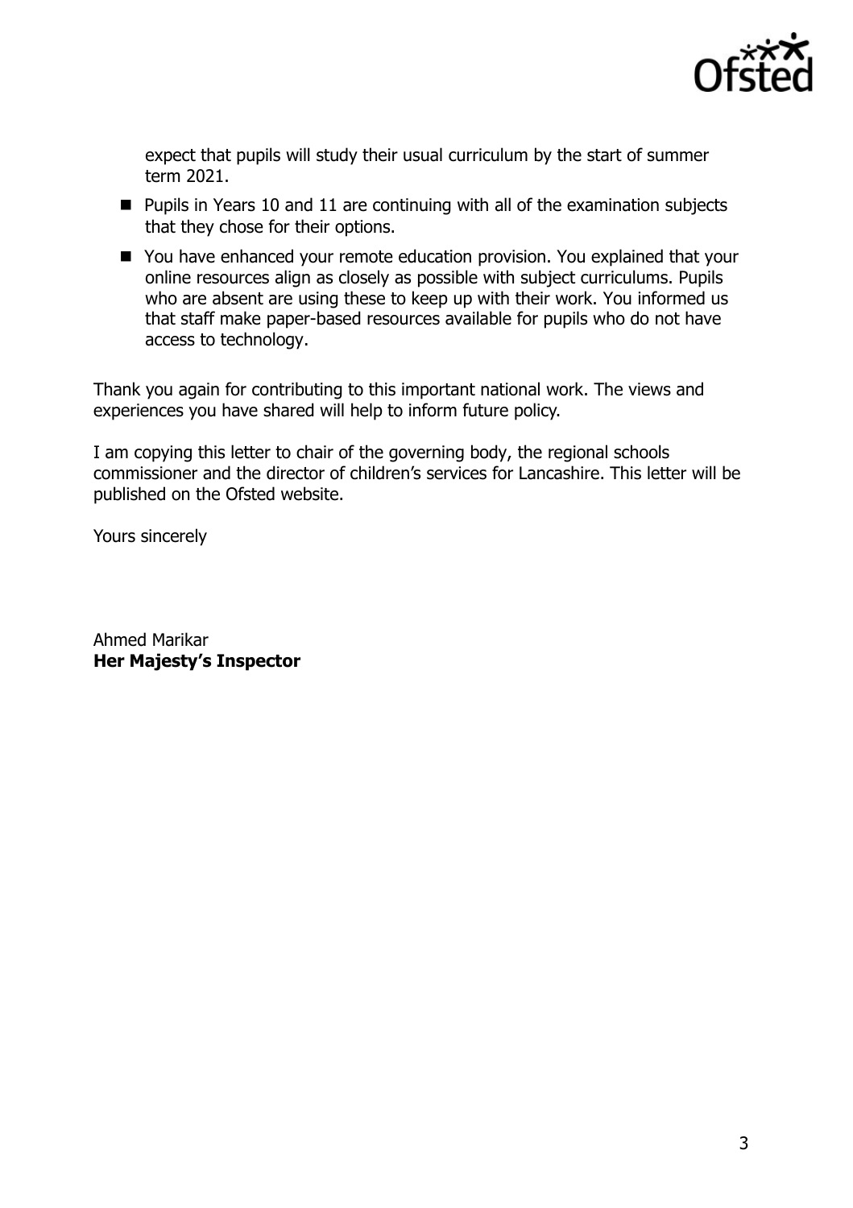expect that pupils will study their usual curriculum by the start of summer term 2021.

- Pupils in Years 10 and 11 are continuing with all of the examination subjects that they chose for their options.
- You have enhanced your remote education provision. You explained that your online resources align as closely as possible with subject curriculums. Pupils who are absent are using these to keep up with their work. You informed us that staff make paper-based resources available for pupils who do not have access to technology.

Thank you again for contributing to this important national work. The views and experiences you have shared will help to inform future policy.

I am copying this letter to chair of the governing body, the regional schools commissioner and the director of children's services for Lancashire. This letter will be published on the Ofsted website.

Yours sincerely

Ahmed Marikar
**Her Majesty's Inspector**